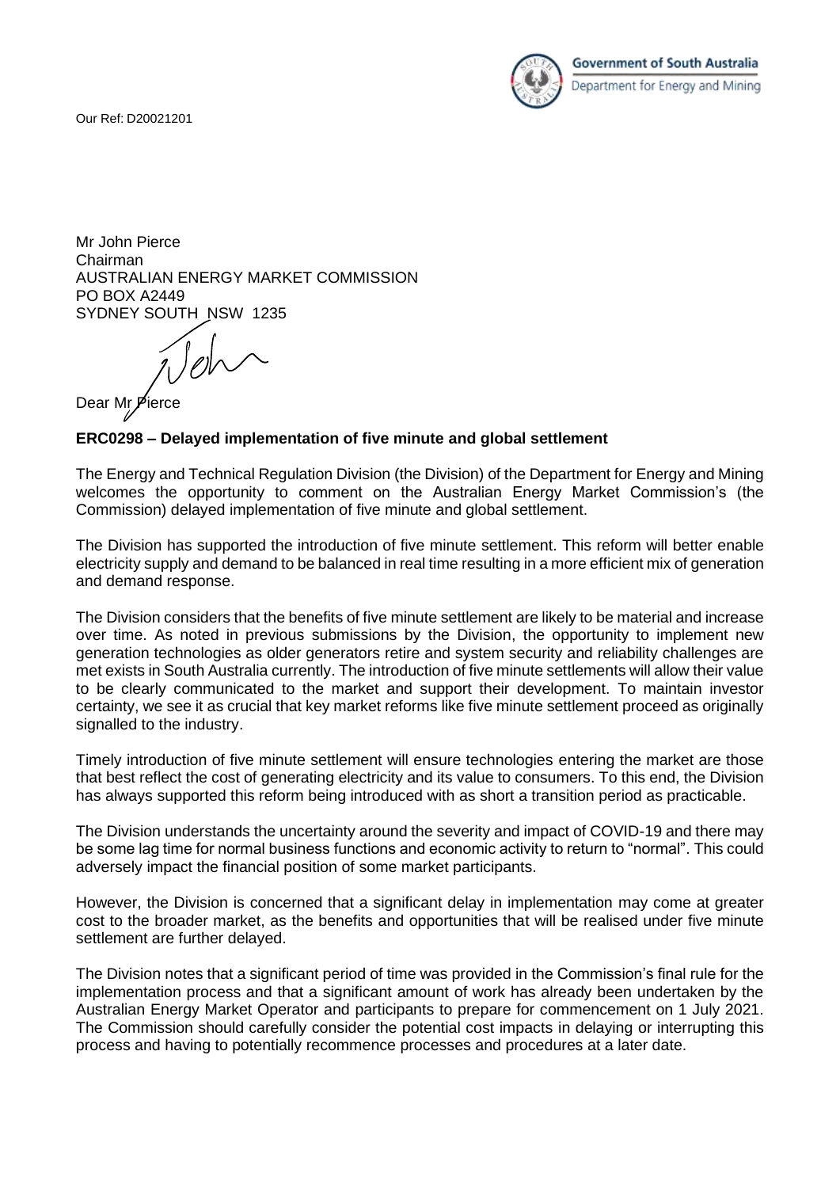Government of South Australia
Department for Energy and Mining

Our Ref: D20021201

Mr John Pierce
Chairman
AUSTRALIAN ENERGY MARKET COMMISSION
PO BOX A2449
SYDNEY SOUTH NSW 1235

Dear Mr Pierce

**ERC0298 – Delayed implementation of five minute and global settlement**

The Energy and Technical Regulation Division (the Division) of the Department for Energy and Mining welcomes the opportunity to comment on the Australian Energy Market Commission's (the Commission) delayed implementation of five minute and global settlement.

The Division has supported the introduction of five minute settlement. This reform will better enable electricity supply and demand to be balanced in real time resulting in a more efficient mix of generation and demand response.

The Division considers that the benefits of five minute settlement are likely to be material and increase over time. As noted in previous submissions by the Division, the opportunity to implement new generation technologies as older generators retire and system security and reliability challenges are met exists in South Australia currently. The introduction of five minute settlements will allow their value to be clearly communicated to the market and support their development. To maintain investor certainty, we see it as crucial that key market reforms like five minute settlement proceed as originally signalled to the industry.

Timely introduction of five minute settlement will ensure technologies entering the market are those that best reflect the cost of generating electricity and its value to consumers. To this end, the Division has always supported this reform being introduced with as short a transition period as practicable.

The Division understands the uncertainty around the severity and impact of COVID-19 and there may be some lag time for normal business functions and economic activity to return to "normal". This could adversely impact the financial position of some market participants.

However, the Division is concerned that a significant delay in implementation may come at greater cost to the broader market, as the benefits and opportunities that will be realised under five minute settlement are further delayed.

The Division notes that a significant period of time was provided in the Commission's final rule for the implementation process and that a significant amount of work has already been undertaken by the Australian Energy Market Operator and participants to prepare for commencement on 1 July 2021. The Commission should carefully consider the potential cost impacts in delaying or interrupting this process and having to potentially recommence processes and procedures at a later date.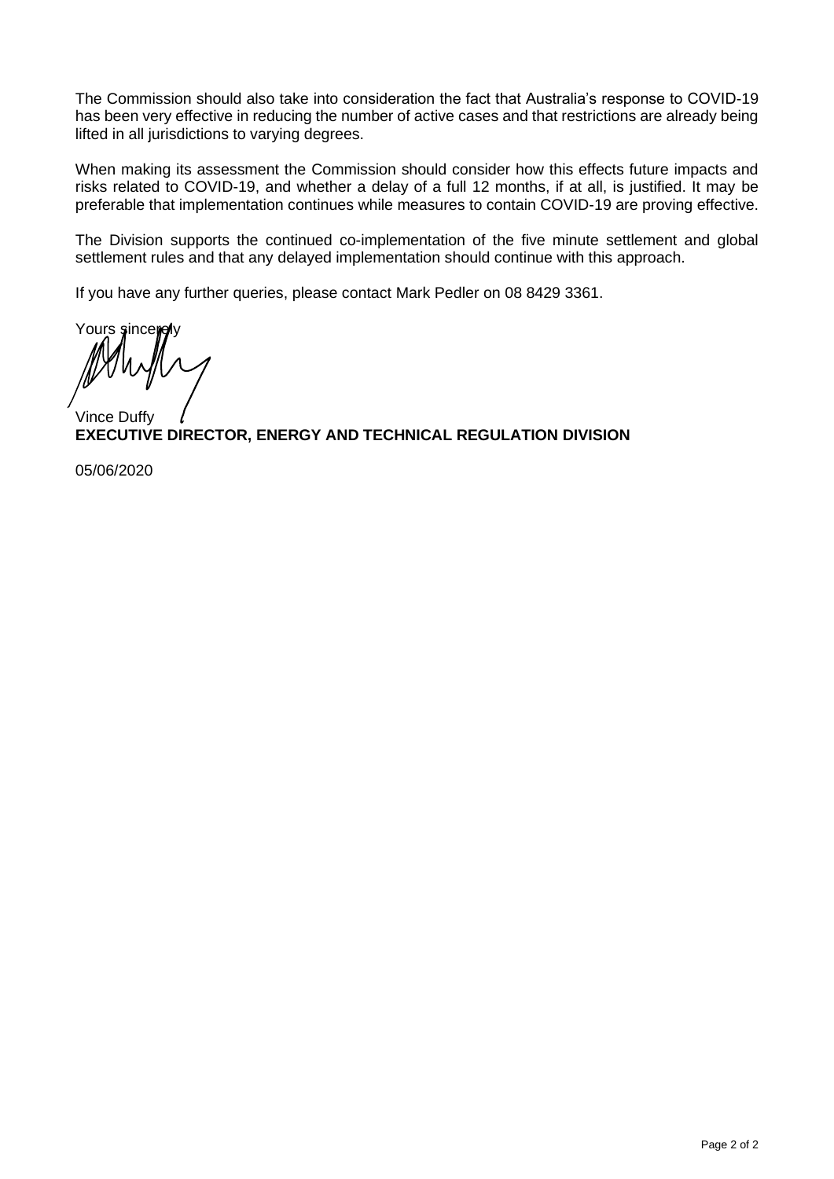The Commission should also take into consideration the fact that Australia's response to COVID-19 has been very effective in reducing the number of active cases and that restrictions are already being lifted in all jurisdictions to varying degrees.

When making its assessment the Commission should consider how this effects future impacts and risks related to COVID-19, and whether a delay of a full 12 months, if at all, is justified. It may be preferable that implementation continues while measures to contain COVID-19 are proving effective.

The Division supports the continued co-implementation of the five minute settlement and global settlement rules and that any delayed implementation should continue with this approach.

If you have any further queries, please contact Mark Pedler on 08 8429 3361.

Yours sincerely

Vince Duffy
**EXECUTIVE DIRECTOR, ENERGY AND TECHNICAL REGULATION DIVISION**

05/06/2020